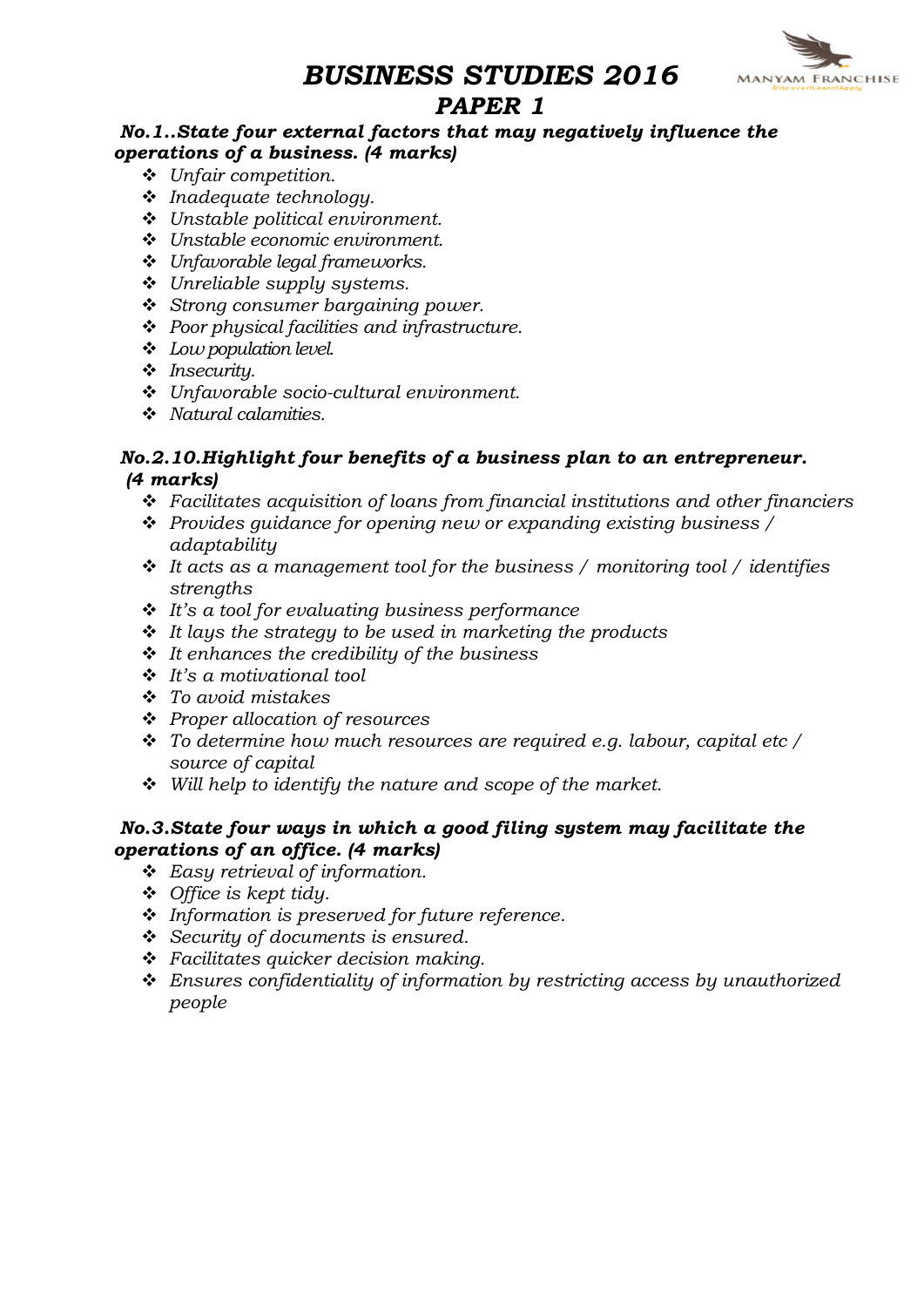# *BUSINESS STUDIES 2016*
## *PAPER 1*

***No.1..State four external factors that may negatively influence the operations of a business. (4 marks)***

- *Unfair competition.*
- *Inadequate technology.*
- *Unstable political environment.*
- *Unstable economic environment.*
- *Unfavorable legal frameworks.*
- *Unreliable supply systems.*
- *Strong consumer bargaining power.*
- *Poor physical facilities and infrastructure.*
- *Low population level.*
- *Insecurity.*
- *Unfavorable socio-cultural environment.*
- *Natural calamities.*

***No.2.10.Highlight four benefits of a business plan to an entrepreneur. (4 marks)***

- *Facilitates acquisition of loans from financial institutions and other financiers*
- *Provides guidance for opening new or expanding existing business / adaptability*
- *It acts as a management tool for the business / monitoring tool / identifies strengths*
- *It's a tool for evaluating business performance*
- *It lays the strategy to be used in marketing the products*
- *It enhances the credibility of the business*
- *It's a motivational tool*
- *To avoid mistakes*
- *Proper allocation of resources*
- *To determine how much resources are required e.g. labour, capital etc / source of capital*
- *Will help to identify the nature and scope of the market.*

***No.3.State four ways in which a good filing system may facilitate the operations of an office. (4 marks)***

- *Easy retrieval of information.*
- *Office is kept tidy.*
- *Information is preserved for future reference.*
- *Security of documents is ensured.*
- *Facilitates quicker decision making.*
- *Ensures confidentiality of information by restricting access by unauthorized people*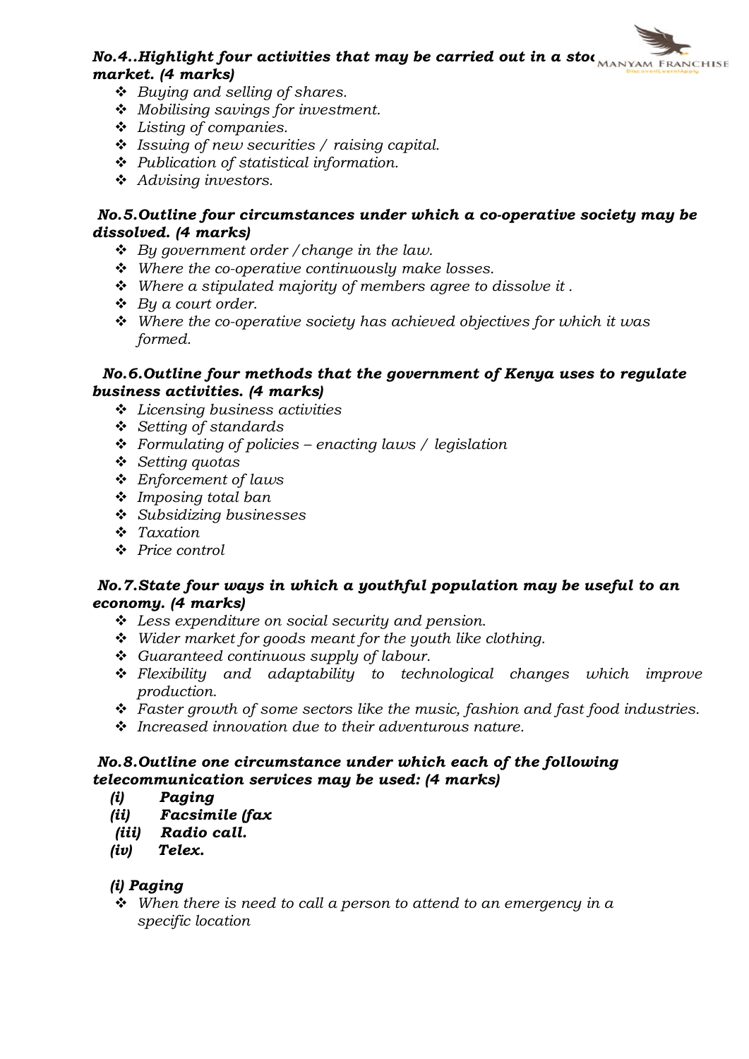***No.4..Highlight four activities that may be carried out in a stock market. (4 marks)***

- *Buying and selling of shares.*
- *Mobilising savings for investment.*
- *Listing of companies.*
- *Issuing of new securities / raising capital.*
- *Publication of statistical information.*
- *Advising investors.*

***No.5.Outline four circumstances under which a co-operative society may be dissolved. (4 marks)***

- *By government order /change in the law.*
- *Where the co-operative continuously make losses.*
- *Where a stipulated majority of members agree to dissolve it .*
- *By a court order.*
- *Where the co-operative society has achieved objectives for which it was formed.*

***No.6.Outline four methods that the government of Kenya uses to regulate business activities. (4 marks)***

- *Licensing business activities*
- *Setting of standards*
- *Formulating of policies – enacting laws / legislation*
- *Setting quotas*
- *Enforcement of laws*
- *Imposing total ban*
- *Subsidizing businesses*
- *Taxation*
- *Price control*

***No.7.State four ways in which a youthful population may be useful to an economy. (4 marks)***

- *Less expenditure on social security and pension.*
- *Wider market for goods meant for the youth like clothing.*
- *Guaranteed continuous supply of labour.*
- *Flexibility and adaptability to technological changes which improve production.*
- *Faster growth of some sectors like the music, fashion and fast food industries.*
- *Increased innovation due to their adventurous nature.*

***No.8.Outline one circumstance under which each of the following telecommunication services may be used: (4 marks)***

***(i) Paging***
***(ii) Facsimile (fax***
***(iii) Radio call.***
***(iv) Telex.***

***(i) Paging***

- *When there is need to call a person to attend to an emergency in a specific location*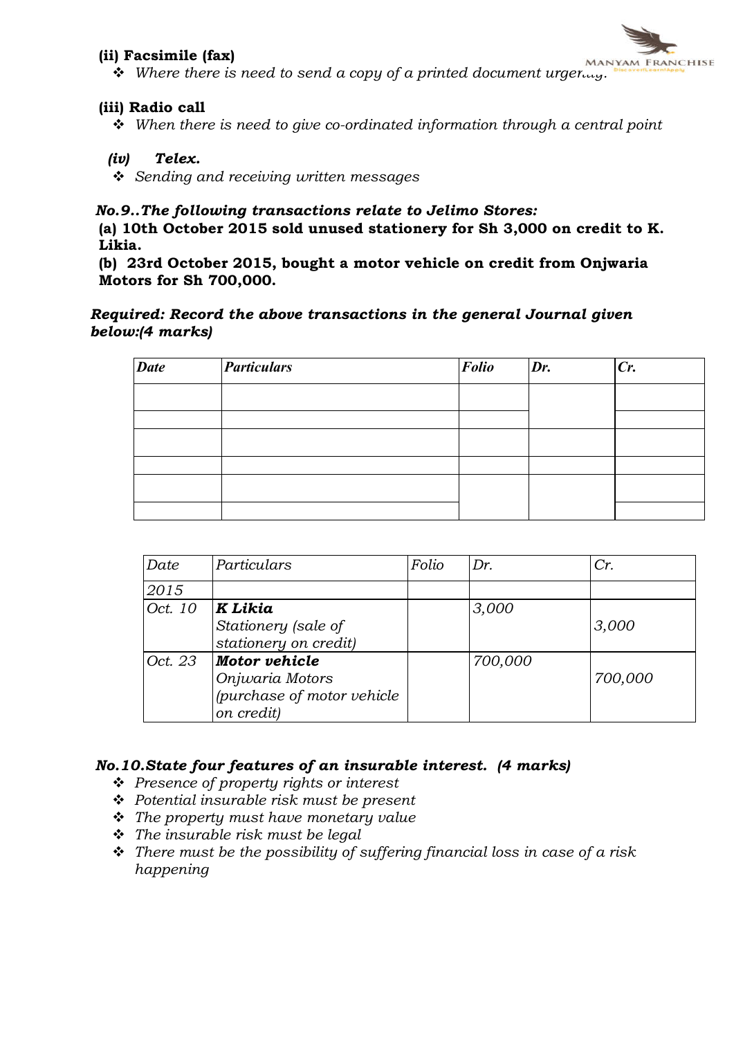**(ii) Facsimile (fax)**

- *Where there is need to send a copy of a printed document urgently.*

**(iii) Radio call**

- *When there is need to give co-ordinated information through a central point*

***(iv) Telex.***

- *Sending and receiving written messages*

***No.9..The following transactions relate to Jelimo Stores:***

**(a) 10th October 2015 sold unused stationery for Sh 3,000 on credit to K. Likia.**

**(b) 23rd October 2015, bought a motor vehicle on credit from Onjwaria Motors for Sh 700,000.**

***Required: Record the above transactions in the general Journal given below:(4 marks)***

| *Date* | *Particulars* | *Folio* | *Dr.* | *Cr.* |
|---|---|---|---|---|
| | | | | |
| | | | | |
| | | | | |
| | | | | |
| | | | | |
| | | | | |

| *Date* | *Particulars* | *Folio* | *Dr.* | *Cr.* |
|---|---|---|---|---|
| *2015* | | | | |
| *Oct. 10* | ***K Likia*** <br> *Stationery (sale of stationery on credit)* | | *3,000* | *3,000* |
| *Oct. 23* | ***Motor vehicle*** <br> *Onjwaria Motors (purchase of motor vehicle on credit)* | | *700,000* | *700,000* |

***No.10.State four features of an insurable interest. (4 marks)***

- *Presence of property rights or interest*
- *Potential insurable risk must be present*
- *The property must have monetary value*
- *The insurable risk must be legal*
- *There must be the possibility of suffering financial loss in case of a risk happening*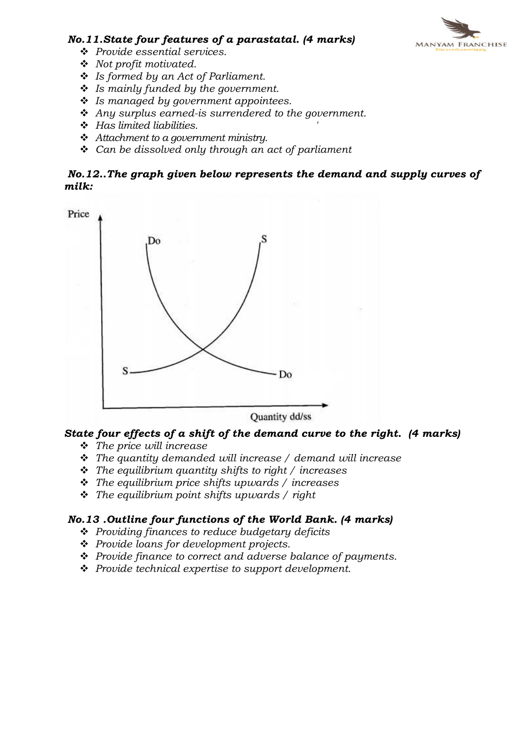***No.11.State four features of a parastatal. (4 marks)***

- *Provide essential services.*
- *Not profit motivated.*
- *Is formed by an Act of Parliament.*
- *Is mainly funded by the government.*
- *Is managed by government appointees.*
- *Any surplus earned-is surrendered to the government.*
- *Has limited liabilities.*
- *Attachment to a government ministry.*
- *Can be dissolved only through an act of parliament*

***No.12..The graph given below represents the demand and supply curves of milk:***

***State four effects of a shift of the demand curve to the right. (4 marks)***

- *The price will increase*
- *The quantity demanded will increase / demand will increase*
- *The equilibrium quantity shifts to right / increases*
- *The equilibrium price shifts upwards / increases*
- *The equilibrium point shifts upwards / right*

***No.13 .Outline four functions of the World Bank. (4 marks)***

- *Providing finances to reduce budgetary deficits*
- *Provide loans for development projects.*
- *Provide finance to correct and adverse balance of payments.*
- *Provide technical expertise to support development.*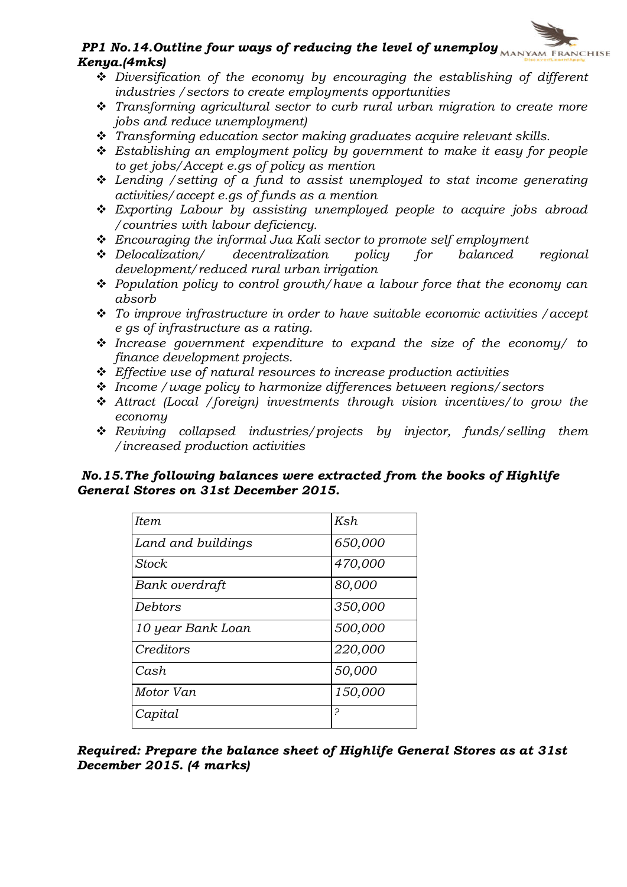***PP1 No.14.Outline four ways of reducing the level of unemploy Kenya.(4mks)***

- *Diversification of the economy by encouraging the establishing of different industries /sectors to create employments opportunities*
- *Transforming agricultural sector to curb rural urban migration to create more jobs and reduce unemployment)*
- *Transforming education sector making graduates acquire relevant skills.*
- *Establishing an employment policy by government to make it easy for people to get jobs/Accept e.gs of policy as mention*
- *Lending /setting of a fund to assist unemployed to stat income generating activities/accept e.gs of funds as a mention*
- *Exporting Labour by assisting unemployed people to acquire jobs abroad /countries with labour deficiency.*
- *Encouraging the informal Jua Kali sector to promote self employment*
- *Delocalization/ decentralization policy for balanced regional development/reduced rural urban irrigation*
- *Population policy to control growth/have a labour force that the economy can absorb*
- *To improve infrastructure in order to have suitable economic activities /accept e gs of infrastructure as a rating.*
- *Increase government expenditure to expand the size of the economy/ to finance development projects.*
- *Effective use of natural resources to increase production activities*
- *Income /wage policy to harmonize differences between regions/sectors*
- *Attract (Local /foreign) investments through vision incentives/to grow the economy*
- *Reviving collapsed industries/projects by injector, funds/selling them /increased production activities*

***No.15.The following balances were extracted from the books of Highlife General Stores on 31st December 2015.***

| *Item* | *Ksh* |
|---|---|
| *Land and buildings* | *650,000* |
| *Stock* | *470,000* |
| *Bank overdraft* | *80,000* |
| *Debtors* | *350,000* |
| *10 year Bank Loan* | *500,000* |
| *Creditors* | *220,000* |
| *Cash* | *50,000* |
| *Motor Van* | *150,000* |
| *Capital* | *?* |

***Required: Prepare the balance sheet of Highlife General Stores as at 31st December 2015. (4 marks)***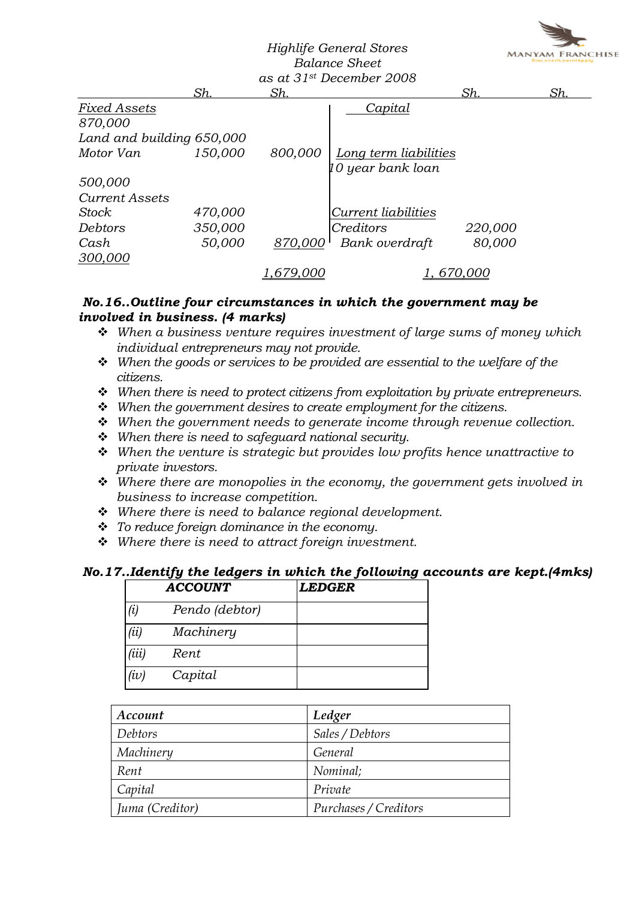*Highlife General Stores*
*Balance Sheet*
*as at 31st December 2008*

| | Sh. | Sh. | | Sh. | Sh. |
|---|---|---|---|---|---|
| *Fixed Assets* | | | *Capital* | | |
| *870,000* | | | | | |
| *Land and building 650,000* | | | | | |
| *Motor Van* | *150,000* | *800,000* | *Long term liabilities* | | |
| | | | *10 year bank loan* | | |
| *500,000* | | | | | |
| *Current Assets* | | | | | |
| *Stock* | *470,000* | | *Current liabilities* | | |
| *Debtors* | *350,000* | | *Creditors* | *220,000* | |
| *Cash* | *50,000* | *870,000* | *Bank overdraft* | *80,000* | |
| *300,000* | | | | | |
| | | *1,679,000* | | *1, 670,000* | |

**No.16..Outline four circumstances in which the government may be involved in business. (4 marks)**

- *When a business venture requires investment of large sums of money which individual entrepreneurs may not provide.*
- *When the goods or services to be provided are essential to the welfare of the citizens.*
- *When there is need to protect citizens from exploitation by private entrepreneurs.*
- *When the government desires to create employment for the citizens.*
- *When the government needs to generate income through revenue collection.*
- *When there is need to safeguard national security.*
- *When the venture is strategic but provides low profits hence unattractive to private investors.*
- *Where there are monopolies in the economy, the government gets involved in business to increase competition.*
- *Where there is need to balance regional development.*
- *To reduce foreign dominance in the economy.*
- *Where there is need to attract foreign investment.*

**No.17..Identify the ledgers in which the following accounts are kept.(4mks)**

| ACCOUNT | LEDGER |
|---|---|
| (i) Pendo (debtor) | |
| (ii) Machinery | |
| (iii) Rent | |
| (iv) Capital | |

| Account | Ledger |
|---|---|
| Debtors | Sales / Debtors |
| Machinery | General |
| Rent | Nominal; |
| Capital | Private |
| Juma (Creditor) | Purchases / Creditors |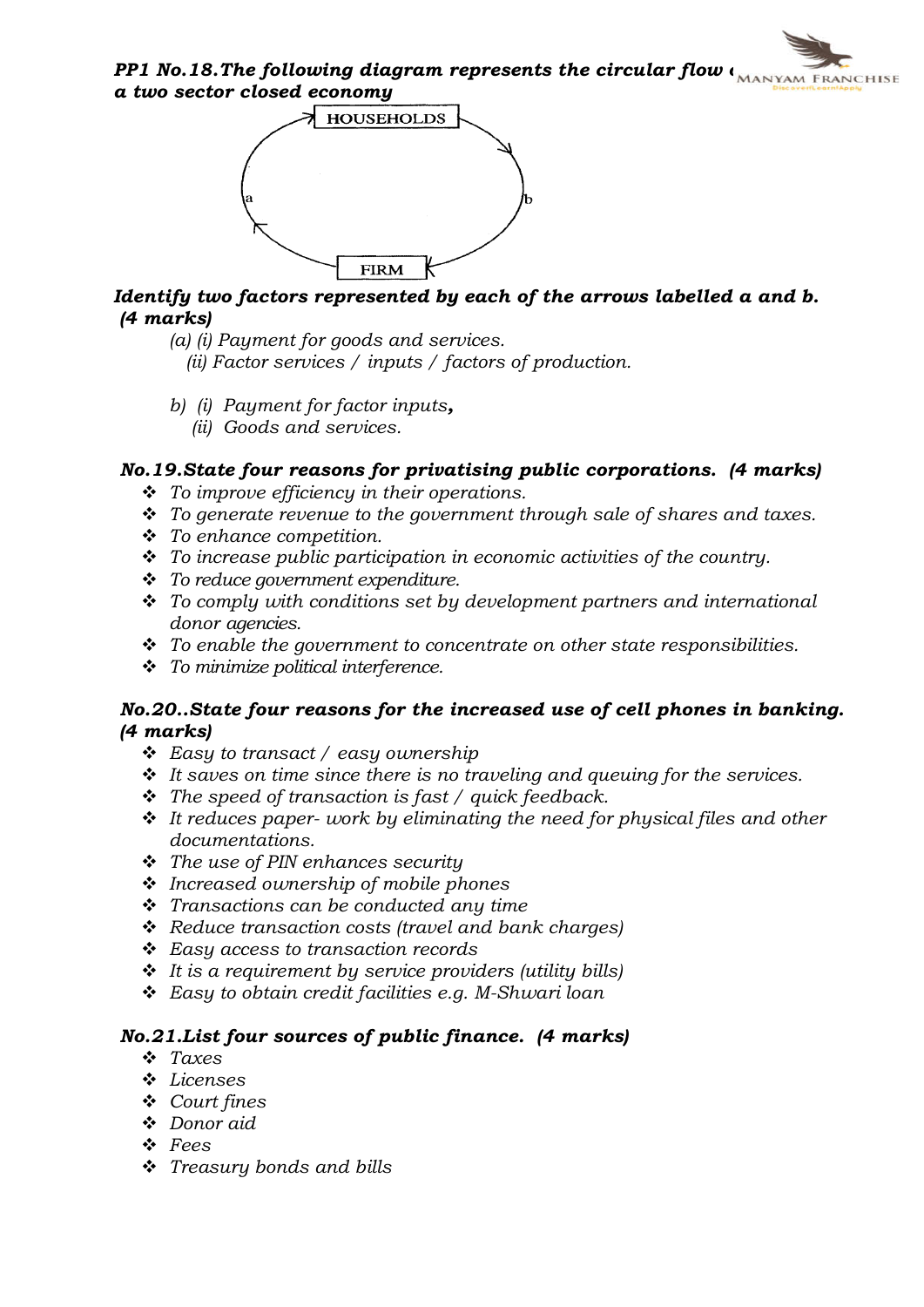***PP1 No.18.The following diagram represents the circular flow of a two sector closed economy***

***Identify two factors represented by each of the arrows labelled a and b. (4 marks)***

*(a) (i) Payment for goods and services.*
*(ii) Factor services / inputs / factors of production.*

*b) (i) Payment for factor inputs,*
*(ii) Goods and services.*

***No.19.State four reasons for privatising public corporations. (4 marks)***

- *To improve efficiency in their operations.*
- *To generate revenue to the government through sale of shares and taxes.*
- *To enhance competition.*
- *To increase public participation in economic activities of the country.*
- *To reduce government expenditure.*
- *To comply with conditions set by development partners and international donor agencies.*
- *To enable the government to concentrate on other state responsibilities.*
- *To minimize political interference.*

***No.20..State four reasons for the increased use of cell phones in banking. (4 marks)***

- *Easy to transact / easy ownership*
- *It saves on time since there is no traveling and queuing for the services.*
- *The speed of transaction is fast / quick feedback.*
- *It reduces paper- work by eliminating the need for physical files and other documentations.*
- *The use of PIN enhances security*
- *Increased ownership of mobile phones*
- *Transactions can be conducted any time*
- *Reduce transaction costs (travel and bank charges)*
- *Easy access to transaction records*
- *It is a requirement by service providers (utility bills)*
- *Easy to obtain credit facilities e.g. M-Shwari loan*

***No.21.List four sources of public finance. (4 marks)***

- *Taxes*
- *Licenses*
- *Court fines*
- *Donor aid*
- *Fees*
- *Treasury bonds and bills*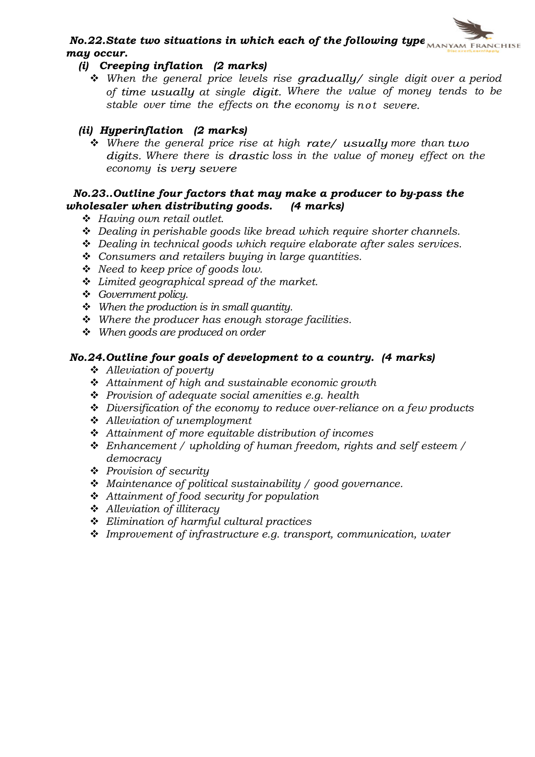***No.22.State two situations in which each of the following type may occur.***

***(i) Creeping inflation (2 marks)***

- *When the general price levels rise gradually/ single digit over a period of time usually at single digit. Where the value of money tends to be stable over time the effects on the economy is not severe.*

***(ii) Hyperinflation (2 marks)***

- *Where the general price rise at high rate/ usually more than two digits. Where there is drastic loss in the value of money effect on the economy is very severe*

***No.23..Outline four factors that may make a producer to by-pass the wholesaler when distributing goods. (4 marks)***

- *Having own retail outlet.*
- *Dealing in perishable goods like bread which require shorter channels.*
- *Dealing in technical goods which require elaborate after sales services.*
- *Consumers and retailers buying in large quantities.*
- *Need to keep price of goods low.*
- *Limited geographical spread of the market.*
- *Government policy.*
- *When the production is in small quantity.*
- *Where the producer has enough storage facilities.*
- *When goods are produced on order*

***No.24.Outline four goals of development to a country. (4 marks)***

- *Alleviation of poverty*
- *Attainment of high and sustainable economic growth*
- *Provision of adequate social amenities e.g. health*
- *Diversification of the economy to reduce over-reliance on a few products*
- *Alleviation of unemployment*
- *Attainment of more equitable distribution of incomes*
- *Enhancement / upholding of human freedom, rights and self esteem / democracy*
- *Provision of security*
- *Maintenance of political sustainability / good governance.*
- *Attainment of food security for population*
- *Alleviation of illiteracy*
- *Elimination of harmful cultural practices*
- *Improvement of infrastructure e.g. transport, communication, water*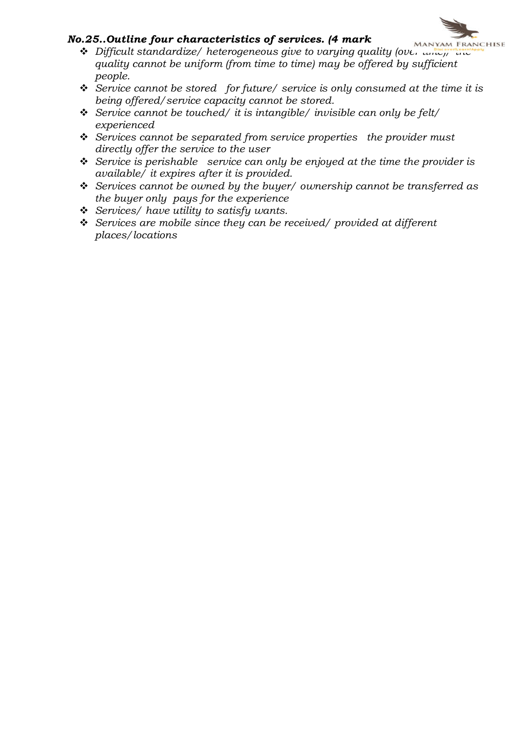***No.25..Outline four characteristics of services. (4 mark***

- *Difficult standardize/ heterogeneous give to varying quality (over time)/ the quality cannot be uniform (from time to time) may be offered by sufficient people.*
- *Service cannot be stored for future/ service is only consumed at the time it is being offered/service capacity cannot be stored.*
- *Service cannot be touched/ it is intangible/ invisible can only be felt/ experienced*
- *Services cannot be separated from service properties the provider must directly offer the service to the user*
- *Service is perishable service can only be enjoyed at the time the provider is available/ it expires after it is provided.*
- *Services cannot be owned by the buyer/ ownership cannot be transferred as the buyer only pays for the experience*
- *Services/ have utility to satisfy wants.*
- *Services are mobile since they can be received/ provided at different places/locations*